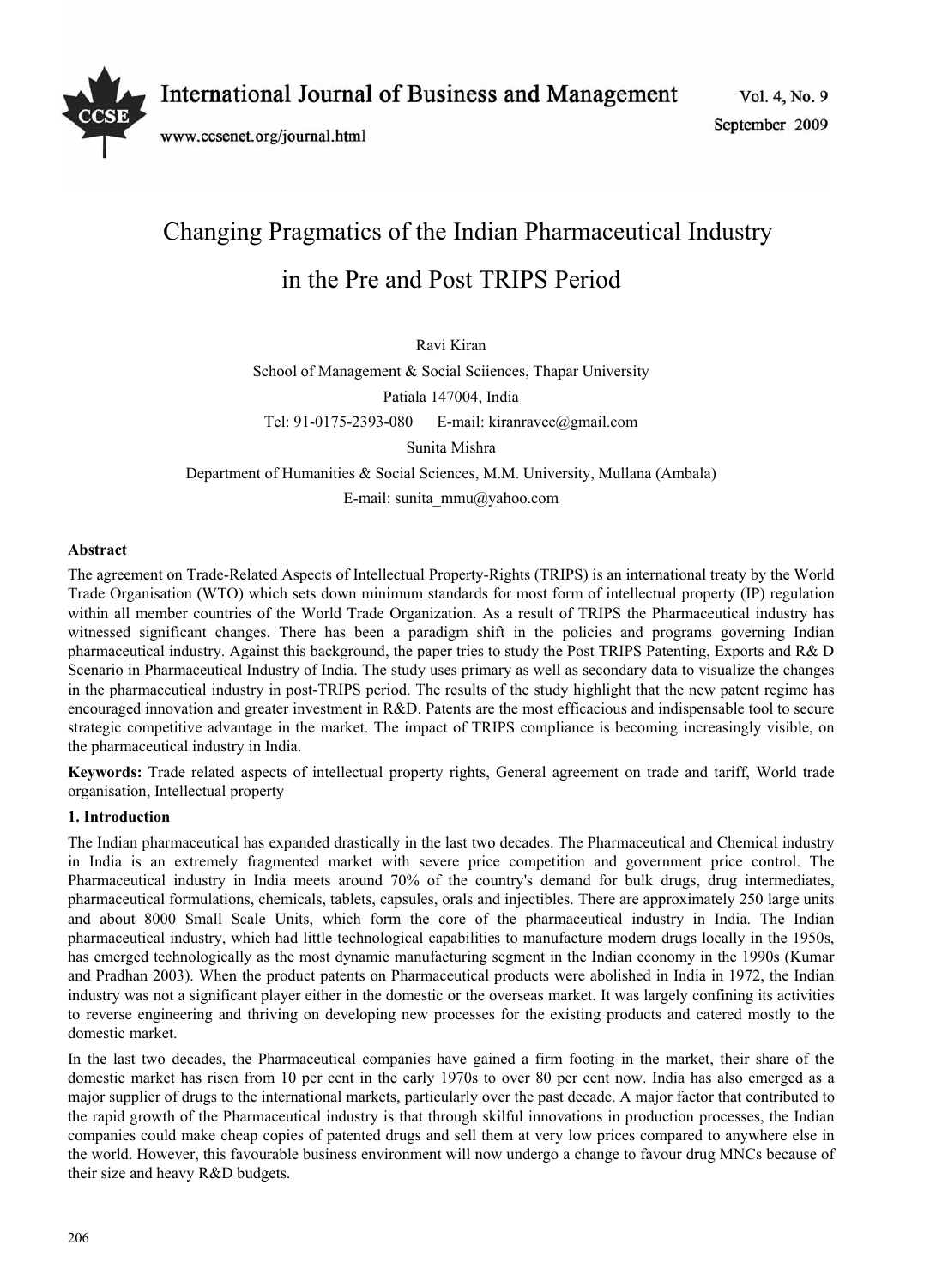# Changing Pragmatics of the Indian Pharmaceutical Industry in the Pre and Post TRIPS Period

Ravi Kiran

School of Management & Social Sciiences, Thapar University

Patiala 147004, India

Tel: 91-0175-2393-080 E-mail: kiranravee@gmail.com

Sunita Mishra

Department of Humanities & Social Sciences, M.M. University, Mullana (Ambala)

E-mail: sunita_mmu@yahoo.com

**Abstract**

The agreement on Trade-Related Aspects of Intellectual Property-Rights (TRIPS) is an international treaty by the World Trade Organisation (WTO) which sets down minimum standards for most form of intellectual property (IP) regulation within all member countries of the World Trade Organization. As a result of TRIPS the Pharmaceutical industry has witnessed significant changes. There has been a paradigm shift in the policies and programs governing Indian pharmaceutical industry. Against this background, the paper tries to study the Post TRIPS Patenting, Exports and R& D Scenario in Pharmaceutical Industry of India. The study uses primary as well as secondary data to visualize the changes in the pharmaceutical industry in post-TRIPS period. The results of the study highlight that the new patent regime has encouraged innovation and greater investment in R&D. Patents are the most efficacious and indispensable tool to secure strategic competitive advantage in the market. The impact of TRIPS compliance is becoming increasingly visible, on the pharmaceutical industry in India.

**Keywords:** Trade related aspects of intellectual property rights, General agreement on trade and tariff, World trade organisation, Intellectual property

## 1. Introduction

The Indian pharmaceutical has expanded drastically in the last two decades. The Pharmaceutical and Chemical industry in India is an extremely fragmented market with severe price competition and government price control. The Pharmaceutical industry in India meets around 70% of the country's demand for bulk drugs, drug intermediates, pharmaceutical formulations, chemicals, tablets, capsules, orals and injectibles. There are approximately 250 large units and about 8000 Small Scale Units, which form the core of the pharmaceutical industry in India. The Indian pharmaceutical industry, which had little technological capabilities to manufacture modern drugs locally in the 1950s, has emerged technologically as the most dynamic manufacturing segment in the Indian economy in the 1990s (Kumar and Pradhan 2003). When the product patents on Pharmaceutical products were abolished in India in 1972, the Indian industry was not a significant player either in the domestic or the overseas market. It was largely confining its activities to reverse engineering and thriving on developing new processes for the existing products and catered mostly to the domestic market.

In the last two decades, the Pharmaceutical companies have gained a firm footing in the market, their share of the domestic market has risen from 10 per cent in the early 1970s to over 80 per cent now. India has also emerged as a major supplier of drugs to the international markets, particularly over the past decade. A major factor that contributed to the rapid growth of the Pharmaceutical industry is that through skilful innovations in production processes, the Indian companies could make cheap copies of patented drugs and sell them at very low prices compared to anywhere else in the world. However, this favourable business environment will now undergo a change to favour drug MNCs because of their size and heavy R&D budgets.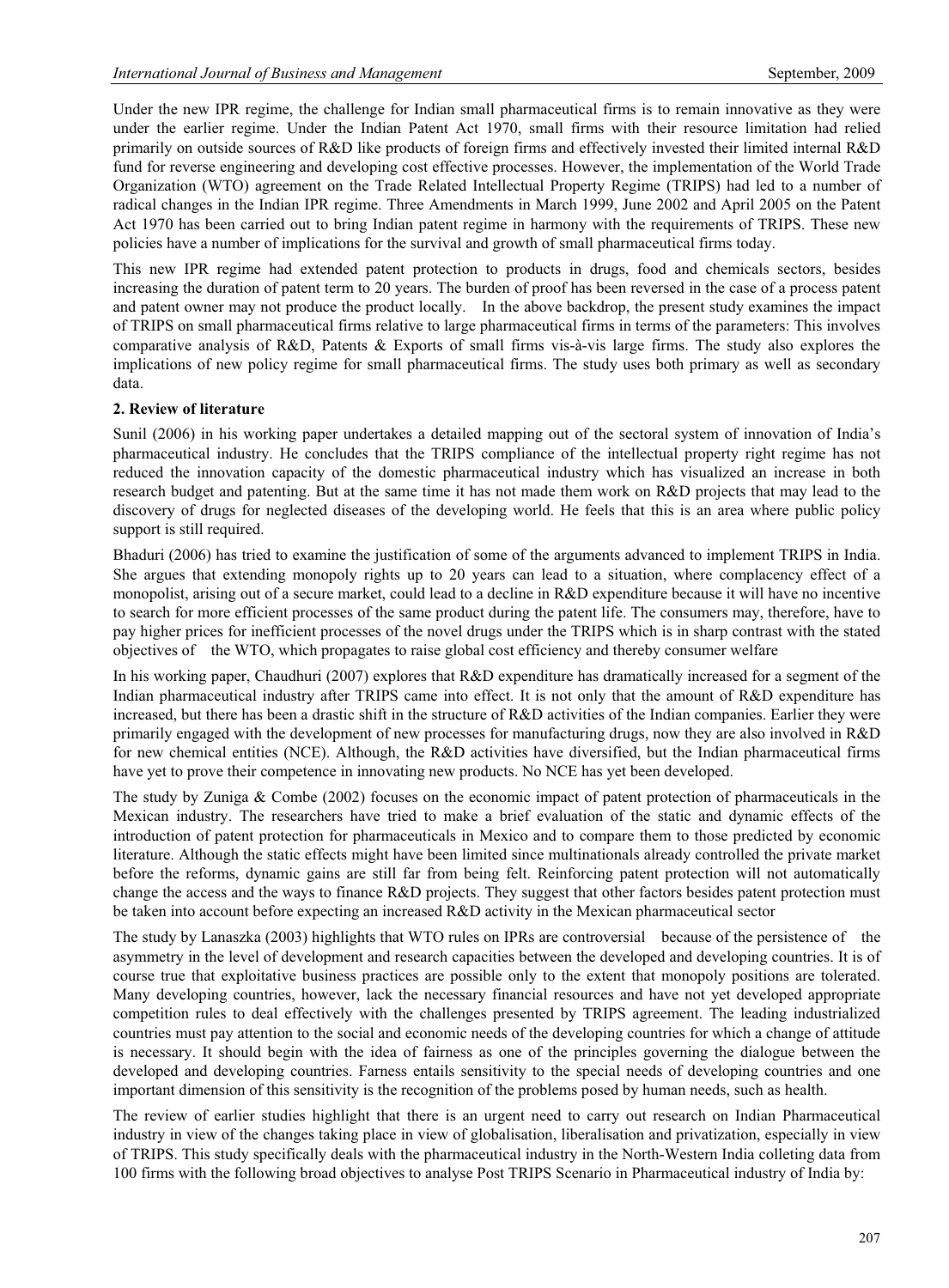Under the new IPR regime, the challenge for Indian small pharmaceutical firms is to remain innovative as they were under the earlier regime. Under the Indian Patent Act 1970, small firms with their resource limitation had relied primarily on outside sources of R&D like products of foreign firms and effectively invested their limited internal R&D fund for reverse engineering and developing cost effective processes. However, the implementation of the World Trade Organization (WTO) agreement on the Trade Related Intellectual Property Regime (TRIPS) had led to a number of radical changes in the Indian IPR regime. Three Amendments in March 1999, June 2002 and April 2005 on the Patent Act 1970 has been carried out to bring Indian patent regime in harmony with the requirements of TRIPS. These new policies have a number of implications for the survival and growth of small pharmaceutical firms today.

This new IPR regime had extended patent protection to products in drugs, food and chemicals sectors, besides increasing the duration of patent term to 20 years. The burden of proof has been reversed in the case of a process patent and patent owner may not produce the product locally. In the above backdrop, the present study examines the impact of TRIPS on small pharmaceutical firms relative to large pharmaceutical firms in terms of the parameters: This involves comparative analysis of R&D, Patents & Exports of small firms vis-à-vis large firms. The study also explores the implications of new policy regime for small pharmaceutical firms. The study uses both primary as well as secondary data.

## 2. Review of literature

Sunil (2006) in his working paper undertakes a detailed mapping out of the sectoral system of innovation of India's pharmaceutical industry. He concludes that the TRIPS compliance of the intellectual property right regime has not reduced the innovation capacity of the domestic pharmaceutical industry which has visualized an increase in both research budget and patenting. But at the same time it has not made them work on R&D projects that may lead to the discovery of drugs for neglected diseases of the developing world. He feels that this is an area where public policy support is still required.

Bhaduri (2006) has tried to examine the justification of some of the arguments advanced to implement TRIPS in India. She argues that extending monopoly rights up to 20 years can lead to a situation, where complacency effect of a monopolist, arising out of a secure market, could lead to a decline in R&D expenditure because it will have no incentive to search for more efficient processes of the same product during the patent life. The consumers may, therefore, have to pay higher prices for inefficient processes of the novel drugs under the TRIPS which is in sharp contrast with the stated objectives of the WTO, which propagates to raise global cost efficiency and thereby consumer welfare

In his working paper, Chaudhuri (2007) explores that R&D expenditure has dramatically increased for a segment of the Indian pharmaceutical industry after TRIPS came into effect. It is not only that the amount of R&D expenditure has increased, but there has been a drastic shift in the structure of R&D activities of the Indian companies. Earlier they were primarily engaged with the development of new processes for manufacturing drugs, now they are also involved in R&D for new chemical entities (NCE). Although, the R&D activities have diversified, but the Indian pharmaceutical firms have yet to prove their competence in innovating new products. No NCE has yet been developed.

The study by Zuniga & Combe (2002) focuses on the economic impact of patent protection of pharmaceuticals in the Mexican industry. The researchers have tried to make a brief evaluation of the static and dynamic effects of the introduction of patent protection for pharmaceuticals in Mexico and to compare them to those predicted by economic literature. Although the static effects might have been limited since multinationals already controlled the private market before the reforms, dynamic gains are still far from being felt. Reinforcing patent protection will not automatically change the access and the ways to finance R&D projects. They suggest that other factors besides patent protection must be taken into account before expecting an increased R&D activity in the Mexican pharmaceutical sector

The study by Lanaszka (2003) highlights that WTO rules on IPRs are controversial because of the persistence of the asymmetry in the level of development and research capacities between the developed and developing countries. It is of course true that exploitative business practices are possible only to the extent that monopoly positions are tolerated. Many developing countries, however, lack the necessary financial resources and have not yet developed appropriate competition rules to deal effectively with the challenges presented by TRIPS agreement. The leading industrialized countries must pay attention to the social and economic needs of the developing countries for which a change of attitude is necessary. It should begin with the idea of fairness as one of the principles governing the dialogue between the developed and developing countries. Farness entails sensitivity to the special needs of developing countries and one important dimension of this sensitivity is the recognition of the problems posed by human needs, such as health.

The review of earlier studies highlight that there is an urgent need to carry out research on Indian Pharmaceutical industry in view of the changes taking place in view of globalisation, liberalisation and privatization, especially in view of TRIPS. This study specifically deals with the pharmaceutical industry in the North-Western India colleting data from 100 firms with the following broad objectives to analyse Post TRIPS Scenario in Pharmaceutical industry of India by: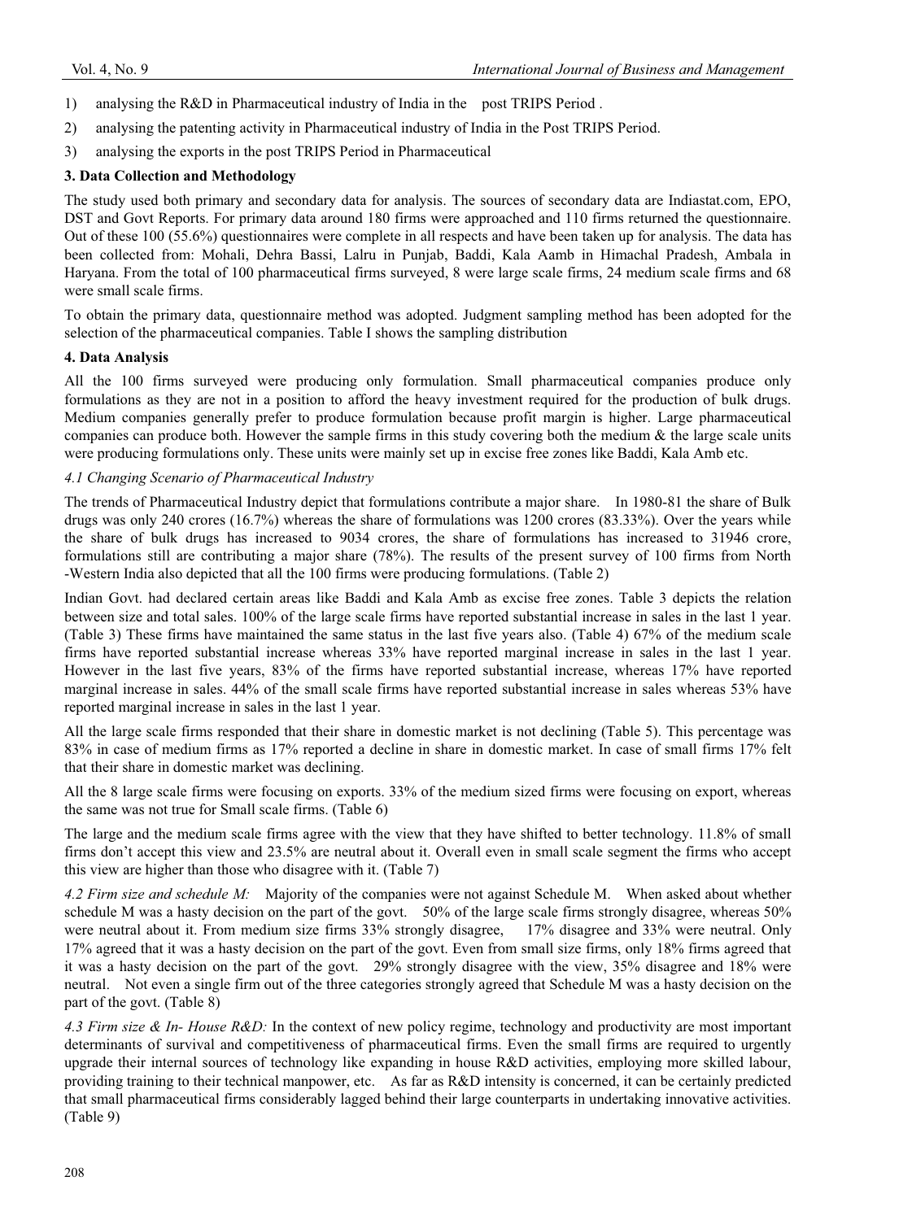1) analysing the R&D in Pharmaceutical industry of India in the post TRIPS Period .
2) analysing the patenting activity in Pharmaceutical industry of India in the Post TRIPS Period.
3) analysing the exports in the post TRIPS Period in Pharmaceutical

### 3. Data Collection and Methodology

The study used both primary and secondary data for analysis. The sources of secondary data are Indiastat.com, EPO, DST and Govt Reports. For primary data around 180 firms were approached and 110 firms returned the questionnaire. Out of these 100 (55.6%) questionnaires were complete in all respects and have been taken up for analysis. The data has been collected from: Mohali, Dehra Bassi, Lalru in Punjab, Baddi, Kala Aamb in Himachal Pradesh, Ambala in Haryana. From the total of 100 pharmaceutical firms surveyed, 8 were large scale firms, 24 medium scale firms and 68 were small scale firms.

To obtain the primary data, questionnaire method was adopted. Judgment sampling method has been adopted for the selection of the pharmaceutical companies. Table I shows the sampling distribution

### 4. Data Analysis

All the 100 firms surveyed were producing only formulation. Small pharmaceutical companies produce only formulations as they are not in a position to afford the heavy investment required for the production of bulk drugs. Medium companies generally prefer to produce formulation because profit margin is higher. Large pharmaceutical companies can produce both. However the sample firms in this study covering both the medium & the large scale units were producing formulations only. These units were mainly set up in excise free zones like Baddi, Kala Amb etc.

*4.1 Changing Scenario of Pharmaceutical Industry*

The trends of Pharmaceutical Industry depict that formulations contribute a major share. In 1980-81 the share of Bulk drugs was only 240 crores (16.7%) whereas the share of formulations was 1200 crores (83.33%). Over the years while the share of bulk drugs has increased to 9034 crores, the share of formulations has increased to 31946 crore, formulations still are contributing a major share (78%). The results of the present survey of 100 firms from North -Western India also depicted that all the 100 firms were producing formulations. (Table 2)

Indian Govt. had declared certain areas like Baddi and Kala Amb as excise free zones. Table 3 depicts the relation between size and total sales. 100% of the large scale firms have reported substantial increase in sales in the last 1 year. (Table 3) These firms have maintained the same status in the last five years also. (Table 4) 67% of the medium scale firms have reported substantial increase whereas 33% have reported marginal increase in sales in the last 1 year. However in the last five years, 83% of the firms have reported substantial increase, whereas 17% have reported marginal increase in sales. 44% of the small scale firms have reported substantial increase in sales whereas 53% have reported marginal increase in sales in the last 1 year.

All the large scale firms responded that their share in domestic market is not declining (Table 5). This percentage was 83% in case of medium firms as 17% reported a decline in share in domestic market. In case of small firms 17% felt that their share in domestic market was declining.

All the 8 large scale firms were focusing on exports. 33% of the medium sized firms were focusing on export, whereas the same was not true for Small scale firms. (Table 6)

The large and the medium scale firms agree with the view that they have shifted to better technology. 11.8% of small firms don't accept this view and 23.5% are neutral about it. Overall even in small scale segment the firms who accept this view are higher than those who disagree with it. (Table 7)

*4.2 Firm size and schedule M:* Majority of the companies were not against Schedule M. When asked about whether schedule M was a hasty decision on the part of the govt. 50% of the large scale firms strongly disagree, whereas 50% were neutral about it. From medium size firms 33% strongly disagree, 17% disagree and 33% were neutral. Only 17% agreed that it was a hasty decision on the part of the govt. Even from small size firms, only 18% firms agreed that it was a hasty decision on the part of the govt. 29% strongly disagree with the view, 35% disagree and 18% were neutral. Not even a single firm out of the three categories strongly agreed that Schedule M was a hasty decision on the part of the govt. (Table 8)

*4.3 Firm size & In- House R&D:* In the context of new policy regime, technology and productivity are most important determinants of survival and competitiveness of pharmaceutical firms. Even the small firms are required to urgently upgrade their internal sources of technology like expanding in house R&D activities, employing more skilled labour, providing training to their technical manpower, etc. As far as R&D intensity is concerned, it can be certainly predicted that small pharmaceutical firms considerably lagged behind their large counterparts in undertaking innovative activities. (Table 9)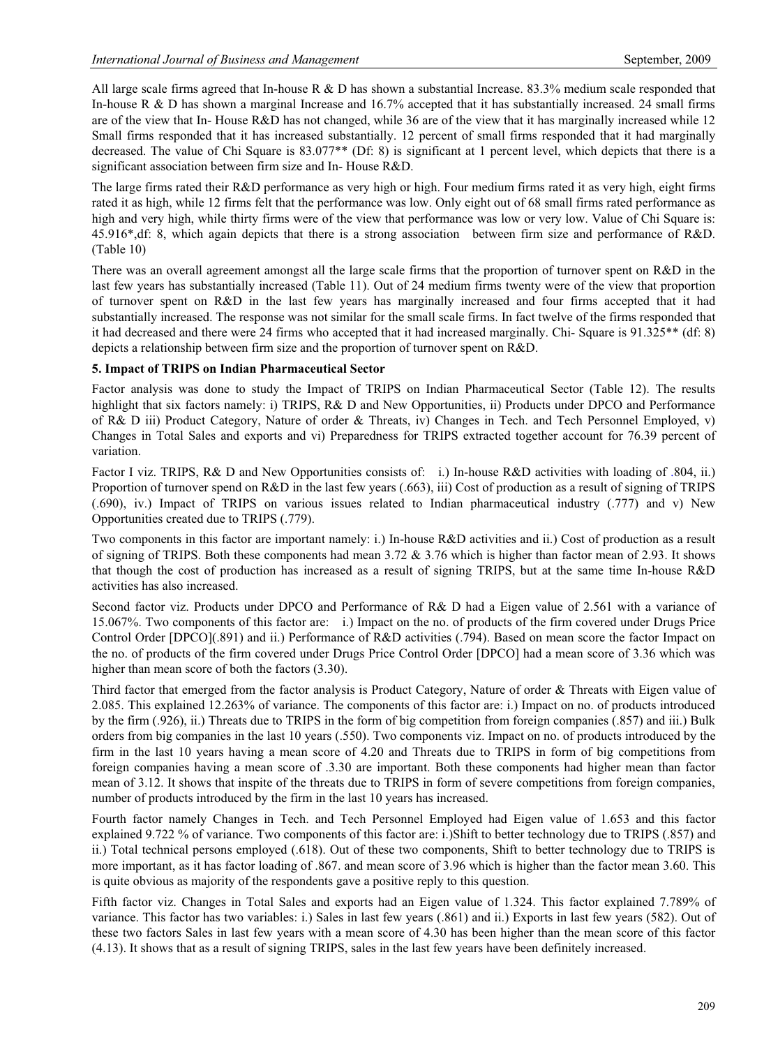All large scale firms agreed that In-house R & D has shown a substantial Increase. 83.3% medium scale responded that In-house R & D has shown a marginal Increase and 16.7% accepted that it has substantially increased. 24 small firms are of the view that In- House R&D has not changed, while 36 are of the view that it has marginally increased while 12 Small firms responded that it has increased substantially. 12 percent of small firms responded that it had marginally decreased. The value of Chi Square is 83.077** (Df: 8) is significant at 1 percent level, which depicts that there is a significant association between firm size and In- House R&D.

The large firms rated their R&D performance as very high or high. Four medium firms rated it as very high, eight firms rated it as high, while 12 firms felt that the performance was low. Only eight out of 68 small firms rated performance as high and very high, while thirty firms were of the view that performance was low or very low. Value of Chi Square is: 45.916*,df: 8, which again depicts that there is a strong association between firm size and performance of R&D. (Table 10)

There was an overall agreement amongst all the large scale firms that the proportion of turnover spent on R&D in the last few years has substantially increased (Table 11). Out of 24 medium firms twenty were of the view that proportion of turnover spent on R&D in the last few years has marginally increased and four firms accepted that it had substantially increased. The response was not similar for the small scale firms. In fact twelve of the firms responded that it had decreased and there were 24 firms who accepted that it had increased marginally. Chi- Square is 91.325** (df: 8) depicts a relationship between firm size and the proportion of turnover spent on R&D.

### 5. Impact of TRIPS on Indian Pharmaceutical Sector

Factor analysis was done to study the Impact of TRIPS on Indian Pharmaceutical Sector (Table 12). The results highlight that six factors namely: i) TRIPS, R& D and New Opportunities, ii) Products under DPCO and Performance of R& D iii) Product Category, Nature of order & Threats, iv) Changes in Tech. and Tech Personnel Employed, v) Changes in Total Sales and exports and vi) Preparedness for TRIPS extracted together account for 76.39 percent of variation.

Factor I viz. TRIPS, R& D and New Opportunities consists of: i.) In-house R&D activities with loading of .804, ii.) Proportion of turnover spend on R&D in the last few years (.663), iii) Cost of production as a result of signing of TRIPS (.690), iv.) Impact of TRIPS on various issues related to Indian pharmaceutical industry (.777) and v) New Opportunities created due to TRIPS (.779).

Two components in this factor are important namely: i.) In-house R&D activities and ii.) Cost of production as a result of signing of TRIPS. Both these components had mean 3.72 & 3.76 which is higher than factor mean of 2.93. It shows that though the cost of production has increased as a result of signing TRIPS, but at the same time In-house R&D activities has also increased.

Second factor viz. Products under DPCO and Performance of R& D had a Eigen value of 2.561 with a variance of 15.067%. Two components of this factor are: i.) Impact on the no. of products of the firm covered under Drugs Price Control Order [DPCO](.891) and ii.) Performance of R&D activities (.794). Based on mean score the factor Impact on the no. of products of the firm covered under Drugs Price Control Order [DPCO] had a mean score of 3.36 which was higher than mean score of both the factors (3.30).

Third factor that emerged from the factor analysis is Product Category, Nature of order & Threats with Eigen value of 2.085. This explained 12.263% of variance. The components of this factor are: i.) Impact on no. of products introduced by the firm (.926), ii.) Threats due to TRIPS in the form of big competition from foreign companies (.857) and iii.) Bulk orders from big companies in the last 10 years (.550). Two components viz. Impact on no. of products introduced by the firm in the last 10 years having a mean score of 4.20 and Threats due to TRIPS in form of big competitions from foreign companies having a mean score of .3.30 are important. Both these components had higher mean than factor mean of 3.12. It shows that inspite of the threats due to TRIPS in form of severe competitions from foreign companies, number of products introduced by the firm in the last 10 years has increased.

Fourth factor namely Changes in Tech. and Tech Personnel Employed had Eigen value of 1.653 and this factor explained 9.722 % of variance. Two components of this factor are: i.)Shift to better technology due to TRIPS (.857) and ii.) Total technical persons employed (.618). Out of these two components, Shift to better technology due to TRIPS is more important, as it has factor loading of .867. and mean score of 3.96 which is higher than the factor mean 3.60. This is quite obvious as majority of the respondents gave a positive reply to this question.

Fifth factor viz. Changes in Total Sales and exports had an Eigen value of 1.324. This factor explained 7.789% of variance. This factor has two variables: i.) Sales in last few years (.861) and ii.) Exports in last few years (582). Out of these two factors Sales in last few years with a mean score of 4.30 has been higher than the mean score of this factor (4.13). It shows that as a result of signing TRIPS, sales in the last few years have been definitely increased.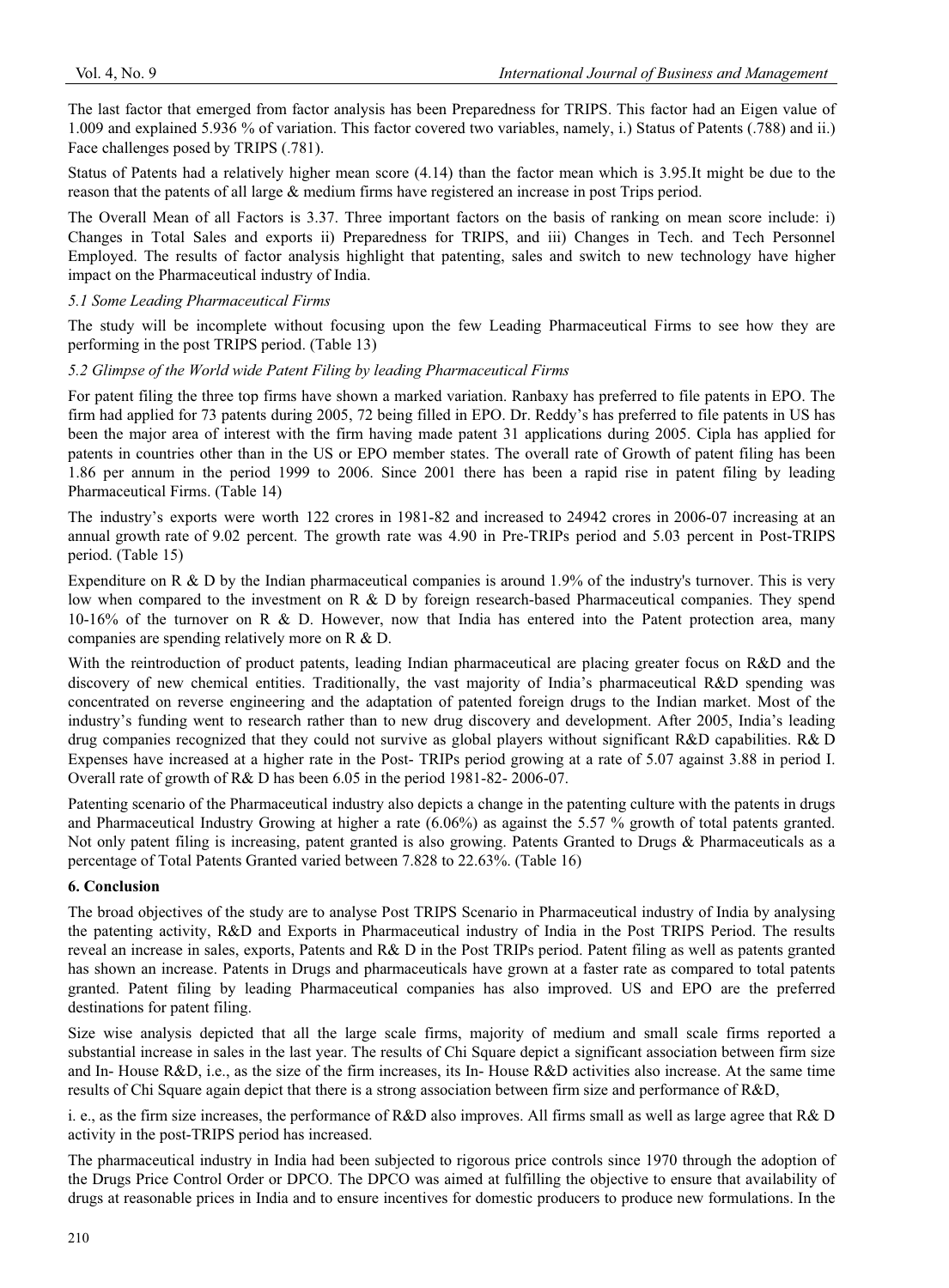The last factor that emerged from factor analysis has been Preparedness for TRIPS. This factor had an Eigen value of 1.009 and explained 5.936 % of variation. This factor covered two variables, namely, i.) Status of Patents (.788) and ii.) Face challenges posed by TRIPS (.781).

Status of Patents had a relatively higher mean score (4.14) than the factor mean which is 3.95.It might be due to the reason that the patents of all large & medium firms have registered an increase in post Trips period.

The Overall Mean of all Factors is 3.37. Three important factors on the basis of ranking on mean score include: i) Changes in Total Sales and exports ii) Preparedness for TRIPS, and iii) Changes in Tech. and Tech Personnel Employed. The results of factor analysis highlight that patenting, sales and switch to new technology have higher impact on the Pharmaceutical industry of India.

### *5.1 Some Leading Pharmaceutical Firms*

The study will be incomplete without focusing upon the few Leading Pharmaceutical Firms to see how they are performing in the post TRIPS period. (Table 13)

### *5.2 Glimpse of the World wide Patent Filing by leading Pharmaceutical Firms*

For patent filing the three top firms have shown a marked variation. Ranbaxy has preferred to file patents in EPO. The firm had applied for 73 patents during 2005, 72 being filled in EPO. Dr. Reddy's has preferred to file patents in US has been the major area of interest with the firm having made patent 31 applications during 2005. Cipla has applied for patents in countries other than in the US or EPO member states. The overall rate of Growth of patent filing has been 1.86 per annum in the period 1999 to 2006. Since 2001 there has been a rapid rise in patent filing by leading Pharmaceutical Firms. (Table 14)

The industry's exports were worth 122 crores in 1981-82 and increased to 24942 crores in 2006-07 increasing at an annual growth rate of 9.02 percent. The growth rate was 4.90 in Pre-TRIPs period and 5.03 percent in Post-TRIPS period. (Table 15)

Expenditure on R & D by the Indian pharmaceutical companies is around 1.9% of the industry's turnover. This is very low when compared to the investment on R & D by foreign research-based Pharmaceutical companies. They spend 10-16% of the turnover on R & D. However, now that India has entered into the Patent protection area, many companies are spending relatively more on R & D.

With the reintroduction of product patents, leading Indian pharmaceutical are placing greater focus on R&D and the discovery of new chemical entities. Traditionally, the vast majority of India's pharmaceutical R&D spending was concentrated on reverse engineering and the adaptation of patented foreign drugs to the Indian market. Most of the industry's funding went to research rather than to new drug discovery and development. After 2005, India's leading drug companies recognized that they could not survive as global players without significant R&D capabilities. R& D Expenses have increased at a higher rate in the Post- TRIPs period growing at a rate of 5.07 against 3.88 in period I. Overall rate of growth of R& D has been 6.05 in the period 1981-82- 2006-07.

Patenting scenario of the Pharmaceutical industry also depicts a change in the patenting culture with the patents in drugs and Pharmaceutical Industry Growing at higher a rate (6.06%) as against the 5.57 % growth of total patents granted. Not only patent filing is increasing, patent granted is also growing. Patents Granted to Drugs & Pharmaceuticals as a percentage of Total Patents Granted varied between 7.828 to 22.63%. (Table 16)

## 6. Conclusion

The broad objectives of the study are to analyse Post TRIPS Scenario in Pharmaceutical industry of India by analysing the patenting activity, R&D and Exports in Pharmaceutical industry of India in the Post TRIPS Period. The results reveal an increase in sales, exports, Patents and R& D in the Post TRIPs period. Patent filing as well as patents granted has shown an increase. Patents in Drugs and pharmaceuticals have grown at a faster rate as compared to total patents granted. Patent filing by leading Pharmaceutical companies has also improved. US and EPO are the preferred destinations for patent filing.

Size wise analysis depicted that all the large scale firms, majority of medium and small scale firms reported a substantial increase in sales in the last year. The results of Chi Square depict a significant association between firm size and In- House R&D, i.e., as the size of the firm increases, its In- House R&D activities also increase. At the same time results of Chi Square again depict that there is a strong association between firm size and performance of R&D,

i. e., as the firm size increases, the performance of R&D also improves. All firms small as well as large agree that R& D activity in the post-TRIPS period has increased.

The pharmaceutical industry in India had been subjected to rigorous price controls since 1970 through the adoption of the Drugs Price Control Order or DPCO. The DPCO was aimed at fulfilling the objective to ensure that availability of drugs at reasonable prices in India and to ensure incentives for domestic producers to produce new formulations. In the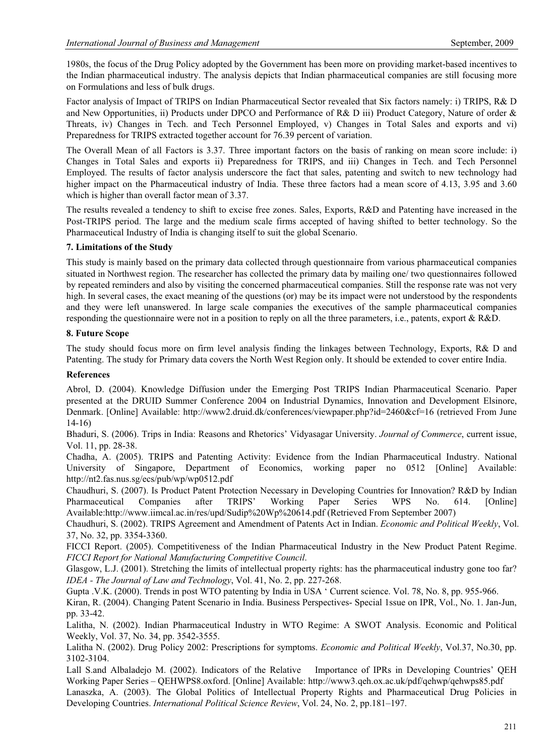1980s, the focus of the Drug Policy adopted by the Government has been more on providing market-based incentives to the Indian pharmaceutical industry. The analysis depicts that Indian pharmaceutical companies are still focusing more on Formulations and less of bulk drugs.

Factor analysis of Impact of TRIPS on Indian Pharmaceutical Sector revealed that Six factors namely: i) TRIPS, R& D and New Opportunities, ii) Products under DPCO and Performance of R& D iii) Product Category, Nature of order & Threats, iv) Changes in Tech. and Tech Personnel Employed, v) Changes in Total Sales and exports and vi) Preparedness for TRIPS extracted together account for 76.39 percent of variation.

The Overall Mean of all Factors is 3.37. Three important factors on the basis of ranking on mean score include: i) Changes in Total Sales and exports ii) Preparedness for TRIPS, and iii) Changes in Tech. and Tech Personnel Employed. The results of factor analysis underscore the fact that sales, patenting and switch to new technology had higher impact on the Pharmaceutical industry of India. These three factors had a mean score of 4.13, 3.95 and 3.60 which is higher than overall factor mean of 3.37.

The results revealed a tendency to shift to excise free zones. Sales, Exports, R&D and Patenting have increased in the Post-TRIPS period. The large and the medium scale firms accepted of having shifted to better technology. So the Pharmaceutical Industry of India is changing itself to suit the global Scenario.

### 7. Limitations of the Study

This study is mainly based on the primary data collected through questionnaire from various pharmaceutical companies situated in Northwest region. The researcher has collected the primary data by mailing one/ two questionnaires followed by repeated reminders and also by visiting the concerned pharmaceutical companies. Still the response rate was not very high. In several cases, the exact meaning of the questions (or) may be its impact were not understood by the respondents and they were left unanswered. In large scale companies the executives of the sample pharmaceutical companies responding the questionnaire were not in a position to reply on all the three parameters, i.e., patents, export & R&D.

### 8. Future Scope

The study should focus more on firm level analysis finding the linkages between Technology, Exports, R& D and Patenting. The study for Primary data covers the North West Region only. It should be extended to cover entire India.

### References

Abrol, D. (2004). Knowledge Diffusion under the Emerging Post TRIPS Indian Pharmaceutical Scenario. Paper presented at the DRUID Summer Conference 2004 on Industrial Dynamics, Innovation and Development Elsinore, Denmark. [Online] Available: http://www2.druid.dk/conferences/viewpaper.php?id=2460&cf=16 (retrieved From June 14-16)

Bhaduri, S. (2006). Trips in India: Reasons and Rhetorics' Vidyasagar University. *Journal of Commerce*, current issue, Vol. 11, pp. 28-38.

Chadha, A. (2005). TRIPS and Patenting Activity: Evidence from the Indian Pharmaceutical Industry. National University of Singapore, Department of Economics, working paper no 0512 [Online] Available: http://nt2.fas.nus.sg/ecs/pub/wp/wp0512.pdf

Chaudhuri, S. (2007). Is Product Patent Protection Necessary in Developing Countries for Innovation? R&D by Indian Pharmaceutical Companies after TRIPS' Working Paper Series WPS No. 614. [Online] Available:http://www.iimcal.ac.in/res/upd/Sudip%20Wp%20614.pdf (Retrieved From September 2007)

Chaudhuri, S. (2002). TRIPS Agreement and Amendment of Patents Act in Indian. *Economic and Political Weekly*, Vol. 37, No. 32, pp. 3354-3360.

FICCI Report. (2005). Competitiveness of the Indian Pharmaceutical Industry in the New Product Patent Regime. *FICCI Report for National Manufacturing Competitive Council*.

Glasgow, L.J. (2001). Stretching the limits of intellectual property rights: has the pharmaceutical industry gone too far? *IDEA - The Journal of Law and Technology*, Vol. 41, No. 2, pp. 227-268.

Gupta .V.K. (2000). Trends in post WTO patenting by India in USA ' Current science. Vol. 78, No. 8, pp. 955-966.

Kiran, R. (2004). Changing Patent Scenario in India. Business Perspectives- Special 1ssue on IPR, Vol., No. 1. Jan-Jun, pp. 33-42.

Lalitha, N. (2002). Indian Pharmaceutical Industry in WTO Regime: A SWOT Analysis. Economic and Political Weekly, Vol. 37, No. 34, pp. 3542-3555.

Lalitha N. (2002). Drug Policy 2002: Prescriptions for symptoms. *Economic and Political Weekly*, Vol.37, No.30, pp. 3102-3104.

Lall S.and Albaladejo M. (2002). Indicators of the Relative Importance of IPRs in Developing Countries' QEH Working Paper Series – QEHWPS8.oxford. [Online] Available: http://www3.qeh.ox.ac.uk/pdf/qehwp/qehwps85.pdf

Lanaszka, A. (2003). The Global Politics of Intellectual Property Rights and Pharmaceutical Drug Policies in Developing Countries. *International Political Science Review*, Vol. 24, No. 2, pp.181–197.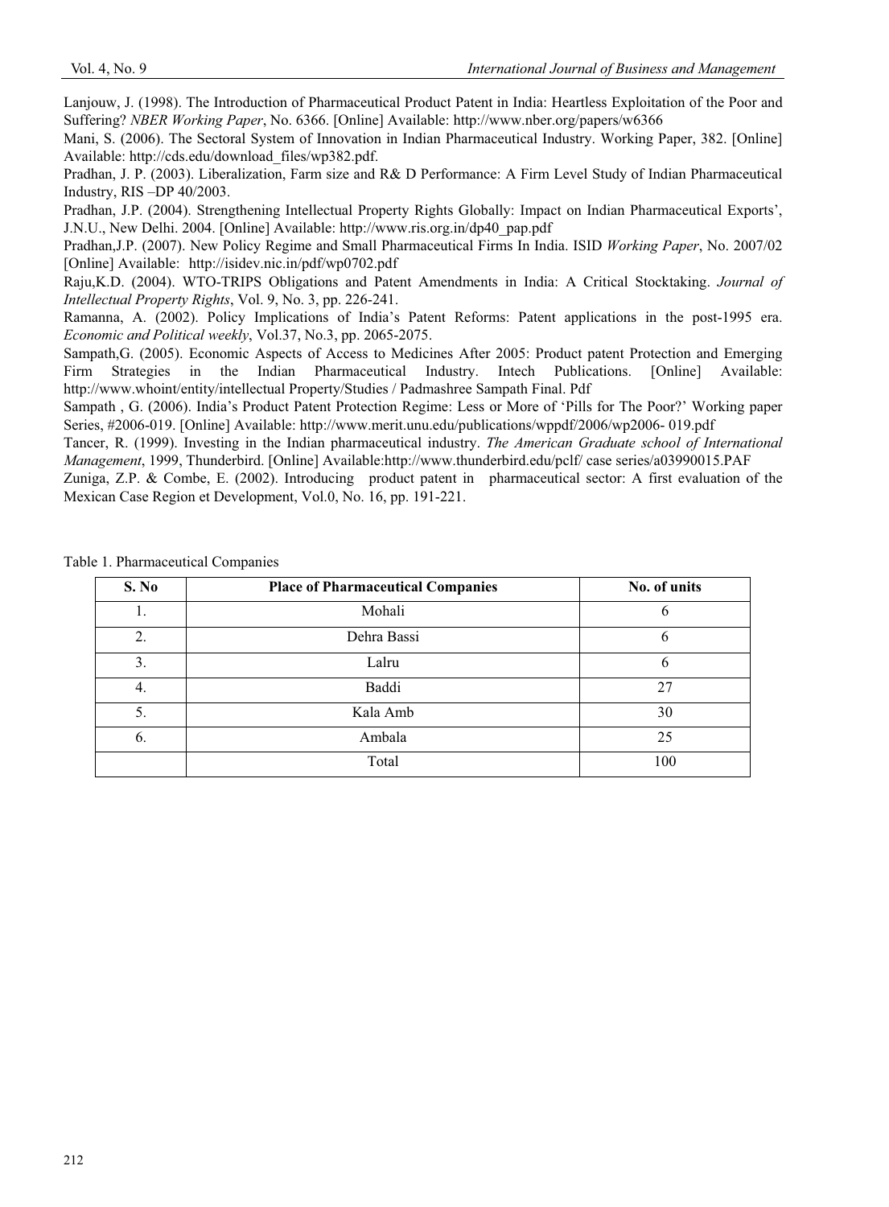Lanjouw, J. (1998). The Introduction of Pharmaceutical Product Patent in India: Heartless Exploitation of the Poor and Suffering? *NBER Working Paper*, No. 6366. [Online] Available: http://www.nber.org/papers/w6366

Mani, S. (2006). The Sectoral System of Innovation in Indian Pharmaceutical Industry. Working Paper, 382. [Online] Available: http://cds.edu/download_files/wp382.pdf.

Pradhan, J. P. (2003). Liberalization, Farm size and R& D Performance: A Firm Level Study of Indian Pharmaceutical Industry, RIS –DP 40/2003.

Pradhan, J.P. (2004). Strengthening Intellectual Property Rights Globally: Impact on Indian Pharmaceutical Exports', J.N.U., New Delhi. 2004. [Online] Available: http://www.ris.org.in/dp40_pap.pdf

Pradhan,J.P. (2007). New Policy Regime and Small Pharmaceutical Firms In India. ISID *Working Paper*, No. 2007/02 [Online] Available: http://isidev.nic.in/pdf/wp0702.pdf

Raju,K.D. (2004). WTO-TRIPS Obligations and Patent Amendments in India: A Critical Stocktaking. *Journal of Intellectual Property Rights*, Vol. 9, No. 3, pp. 226-241.

Ramanna, A. (2002). Policy Implications of India's Patent Reforms: Patent applications in the post-1995 era. *Economic and Political weekly*, Vol.37, No.3, pp. 2065-2075.

Sampath,G. (2005). Economic Aspects of Access to Medicines After 2005: Product patent Protection and Emerging Firm Strategies in the Indian Pharmaceutical Industry. Intech Publications. [Online] Available: http://www.whoint/entity/intellectual Property/Studies / Padmashree Sampath Final. Pdf

Sampath , G. (2006). India's Product Patent Protection Regime: Less or More of 'Pills for The Poor?' Working paper Series, #2006-019. [Online] Available: http://www.merit.unu.edu/publications/wppdf/2006/wp2006- 019.pdf

Tancer, R. (1999). Investing in the Indian pharmaceutical industry. *The American Graduate school of International Management*, 1999, Thunderbird. [Online] Available:http://www.thunderbird.edu/pclf/ case series/a03990015.PAF

Zuniga, Z.P. & Combe, E. (2002). Introducing product patent in pharmaceutical sector: A first evaluation of the Mexican Case Region et Development, Vol.0, No. 16, pp. 191-221.

Table 1. Pharmaceutical Companies

| S. No | Place of Pharmaceutical Companies | No. of units |
|---|---|---|
| 1. | Mohali | 6 |
| 2. | Dehra Bassi | 6 |
| 3. | Lalru | 6 |
| 4. | Baddi | 27 |
| 5. | Kala Amb | 30 |
| 6. | Ambala | 25 |
| | Total | 100 |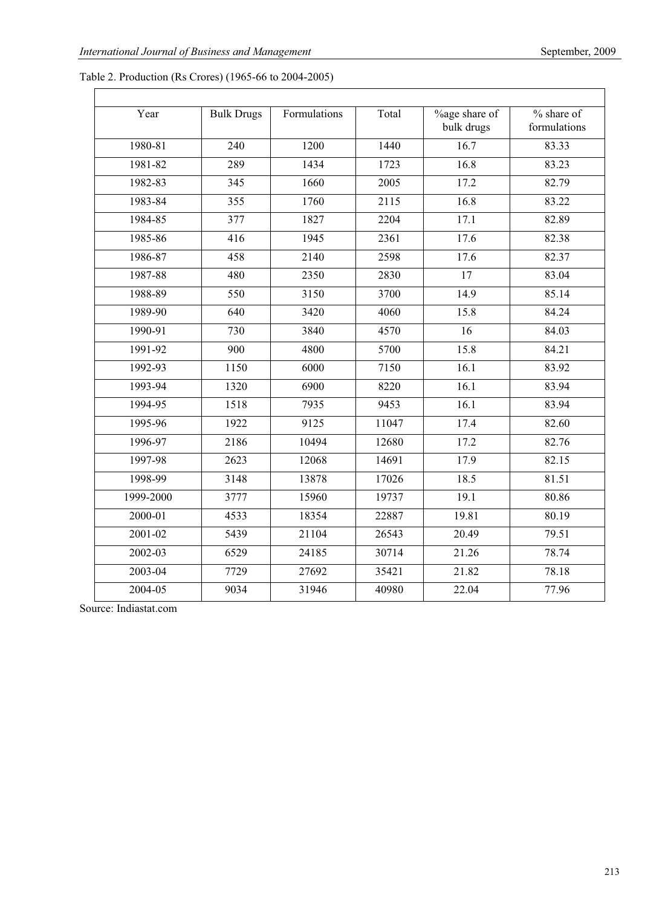Table 2. Production (Rs Crores) (1965-66 to 2004-2005)

| Year | Bulk Drugs | Formulations | Total | %age share of bulk drugs | % share of formulations |
|---|---|---|---|---|---|
| 1980-81 | 240 | 1200 | 1440 | 16.7 | 83.33 |
| 1981-82 | 289 | 1434 | 1723 | 16.8 | 83.23 |
| 1982-83 | 345 | 1660 | 2005 | 17.2 | 82.79 |
| 1983-84 | 355 | 1760 | 2115 | 16.8 | 83.22 |
| 1984-85 | 377 | 1827 | 2204 | 17.1 | 82.89 |
| 1985-86 | 416 | 1945 | 2361 | 17.6 | 82.38 |
| 1986-87 | 458 | 2140 | 2598 | 17.6 | 82.37 |
| 1987-88 | 480 | 2350 | 2830 | 17 | 83.04 |
| 1988-89 | 550 | 3150 | 3700 | 14.9 | 85.14 |
| 1989-90 | 640 | 3420 | 4060 | 15.8 | 84.24 |
| 1990-91 | 730 | 3840 | 4570 | 16 | 84.03 |
| 1991-92 | 900 | 4800 | 5700 | 15.8 | 84.21 |
| 1992-93 | 1150 | 6000 | 7150 | 16.1 | 83.92 |
| 1993-94 | 1320 | 6900 | 8220 | 16.1 | 83.94 |
| 1994-95 | 1518 | 7935 | 9453 | 16.1 | 83.94 |
| 1995-96 | 1922 | 9125 | 11047 | 17.4 | 82.60 |
| 1996-97 | 2186 | 10494 | 12680 | 17.2 | 82.76 |
| 1997-98 | 2623 | 12068 | 14691 | 17.9 | 82.15 |
| 1998-99 | 3148 | 13878 | 17026 | 18.5 | 81.51 |
| 1999-2000 | 3777 | 15960 | 19737 | 19.1 | 80.86 |
| 2000-01 | 4533 | 18354 | 22887 | 19.81 | 80.19 |
| 2001-02 | 5439 | 21104 | 26543 | 20.49 | 79.51 |
| 2002-03 | 6529 | 24185 | 30714 | 21.26 | 78.74 |
| 2003-04 | 7729 | 27692 | 35421 | 21.82 | 78.18 |
| 2004-05 | 9034 | 31946 | 40980 | 22.04 | 77.96 |

Source: Indiastat.com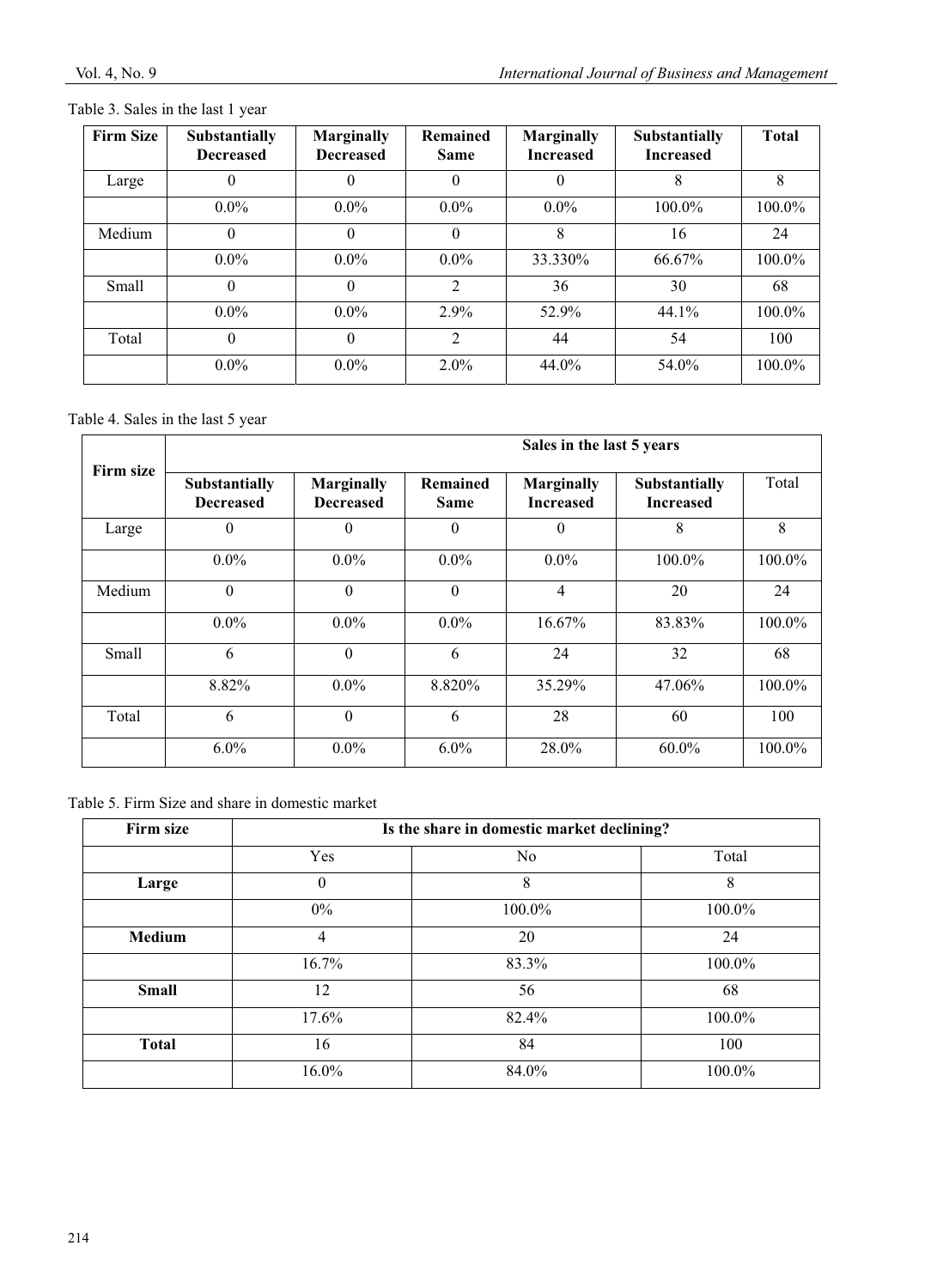Table 3. Sales in the last 1 year

| Firm Size | Substantially Decreased | Marginally Decreased | Remained Same | Marginally Increased | Substantially Increased | Total |
|---|---|---|---|---|---|---|
| Large | 0 | 0 | 0 | 0 | 8 | 8 |
| | 0.0% | 0.0% | 0.0% | 0.0% | 100.0% | 100.0% |
| Medium | 0 | 0 | 0 | 8 | 16 | 24 |
| | 0.0% | 0.0% | 0.0% | 33.330% | 66.67% | 100.0% |
| Small | 0 | 0 | 2 | 36 | 30 | 68 |
| | 0.0% | 0.0% | 2.9% | 52.9% | 44.1% | 100.0% |
| Total | 0 | 0 | 2 | 44 | 54 | 100 |
| | 0.0% | 0.0% | 2.0% | 44.0% | 54.0% | 100.0% |

Table 4. Sales in the last 5 year

| Firm size | Sales in the last 5 years | | | | | |
|---|---|---|---|---|---|---|
| | Substantially Decreased | Marginally Decreased | Remained Same | Marginally Increased | Substantially Increased | Total |
| Large | 0 | 0 | 0 | 0 | 8 | 8 |
| | 0.0% | 0.0% | 0.0% | 0.0% | 100.0% | 100.0% |
| Medium | 0 | 0 | 0 | 4 | 20 | 24 |
| | 0.0% | 0.0% | 0.0% | 16.67% | 83.83% | 100.0% |
| Small | 6 | 0 | 6 | 24 | 32 | 68 |
| | 8.82% | 0.0% | 8.820% | 35.29% | 47.06% | 100.0% |
| Total | 6 | 0 | 6 | 28 | 60 | 100 |
| | 6.0% | 0.0% | 6.0% | 28.0% | 60.0% | 100.0% |

Table 5. Firm Size and share in domestic market

| Firm size | Is the share in domestic market declining? | | |
|---|---|---|---|
| | Yes | No | Total |
| **Large** | 0 | 8 | 8 |
| | 0% | 100.0% | 100.0% |
| **Medium** | 4 | 20 | 24 |
| | 16.7% | 83.3% | 100.0% |
| **Small** | 12 | 56 | 68 |
| | 17.6% | 82.4% | 100.0% |
| **Total** | 16 | 84 | 100 |
| | 16.0% | 84.0% | 100.0% |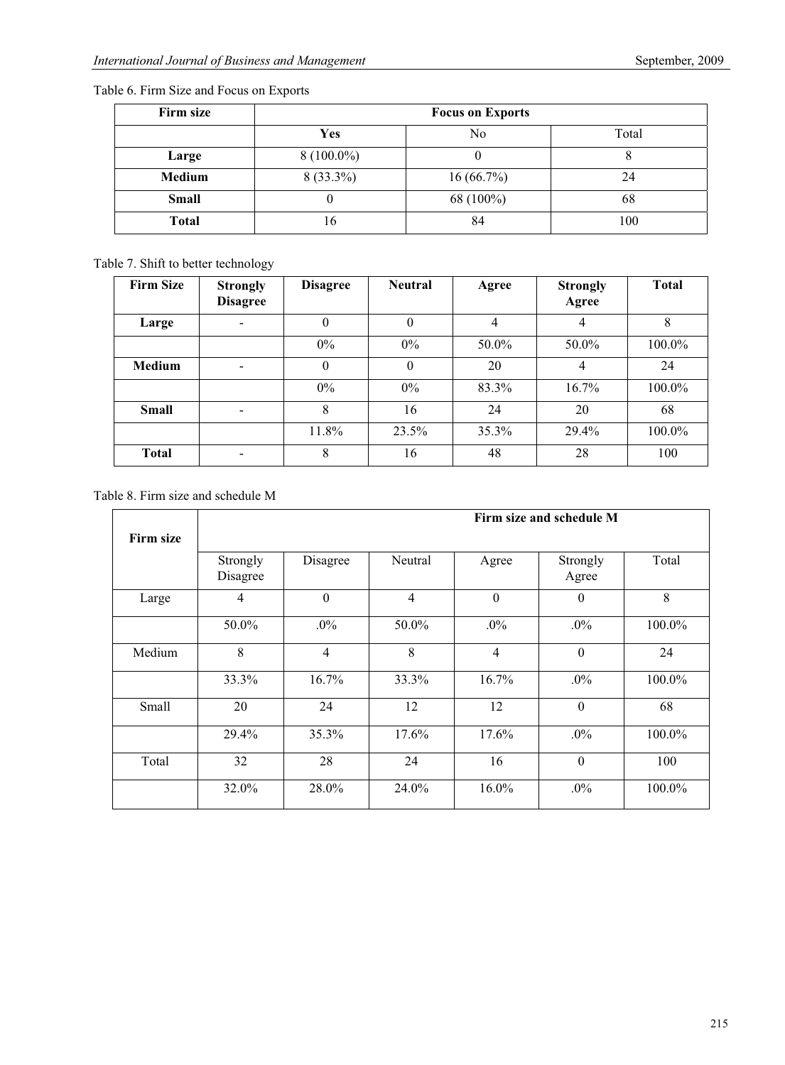Table 6. Firm Size and Focus on Exports

| Firm size | Focus on Exports | | |
|---|---|---|---|
| | **Yes** | No | Total |
| **Large** | 8 (100.0%) | 0 | 8 |
| **Medium** | 8 (33.3%) | 16 (66.7%) | 24 |
| **Small** | 0 | 68 (100%) | 68 |
| **Total** | 16 | 84 | 100 |

Table 7. Shift to better technology

| Firm Size | Strongly Disagree | Disagree | Neutral | Agree | Strongly Agree | Total |
|---|---|---|---|---|---|---|
| **Large** | - | 0 | 0 | 4 | 4 | 8 |
| | | 0% | 0% | 50.0% | 50.0% | 100.0% |
| **Medium** | - | 0 | 0 | 20 | 4 | 24 |
| | | 0% | 0% | 83.3% | 16.7% | 100.0% |
| **Small** | - | 8 | 16 | 24 | 20 | 68 |
| | | 11.8% | 23.5% | 35.3% | 29.4% | 100.0% |
| **Total** | - | 8 | 16 | 48 | 28 | 100 |

Table 8. Firm size and schedule M

| Firm size | Firm size and schedule M | | | | | |
|---|---|---|---|---|---|---|
| | Strongly Disagree | Disagree | Neutral | Agree | Strongly Agree | Total |
| Large | 4 | 0 | 4 | 0 | 0 | 8 |
| | 50.0% | .0% | 50.0% | .0% | .0% | 100.0% |
| Medium | 8 | 4 | 8 | 4 | 0 | 24 |
| | 33.3% | 16.7% | 33.3% | 16.7% | .0% | 100.0% |
| Small | 20 | 24 | 12 | 12 | 0 | 68 |
| | 29.4% | 35.3% | 17.6% | 17.6% | .0% | 100.0% |
| Total | 32 | 28 | 24 | 16 | 0 | 100 |
| | 32.0% | 28.0% | 24.0% | 16.0% | .0% | 100.0% |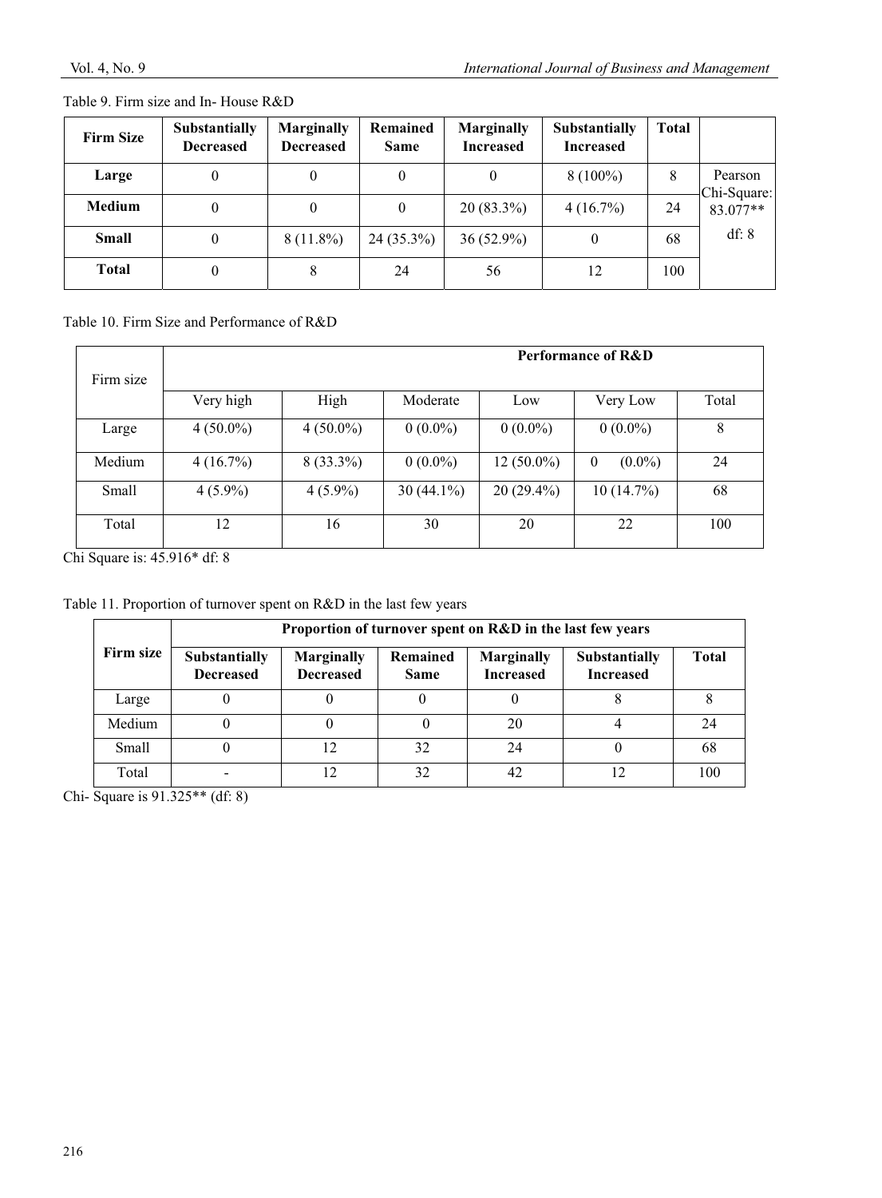Table 9. Firm size and In- House R&D

| Firm Size | Substantially Decreased | Marginally Decreased | Remained Same | Marginally Increased | Substantially Increased | Total | |
|---|---|---|---|---|---|---|---|
| **Large** | 0 | 0 | 0 | 0 | 8 (100%) | 8 | Pearson Chi-Square: 83.077** |
| **Medium** | 0 | 0 | 0 | 20 (83.3%) | 4 (16.7%) | 24 | |
| **Small** | 0 | 8 (11.8%) | 24 (35.3%) | 36 (52.9%) | 0 | 68 | df: 8 |
| **Total** | 0 | 8 | 24 | 56 | 12 | 100 | |

Table 10. Firm Size and Performance of R&D

| Firm size | Performance of R&D | | | | | |
|---|---|---|---|---|---|---|
| | Very high | High | Moderate | Low | Very Low | Total |
| Large | 4 (50.0%) | 4 (50.0%) | 0 (0.0%) | 0 (0.0%) | 0 (0.0%) | 8 |
| Medium | 4 (16.7%) | 8 (33.3%) | 0 (0.0%) | 12 (50.0%) | 0 (0.0%) | 24 |
| Small | 4 (5.9%) | 4 (5.9%) | 30 (44.1%) | 20 (29.4%) | 10 (14.7%) | 68 |
| Total | 12 | 16 | 30 | 20 | 22 | 100 |

Chi Square is: 45.916* df: 8

Table 11. Proportion of turnover spent on R&D in the last few years

| Firm size | Proportion of turnover spent on R&D in the last few years | | | | | |
|---|---|---|---|---|---|---|
| | Substantially Decreased | Marginally Decreased | Remained Same | Marginally Increased | Substantially Increased | Total |
| Large | 0 | 0 | 0 | 0 | 8 | 8 |
| Medium | 0 | 0 | 0 | 20 | 4 | 24 |
| Small | 0 | 12 | 32 | 24 | 0 | 68 |
| Total | - | 12 | 32 | 42 | 12 | 100 |

Chi- Square is 91.325** (df: 8)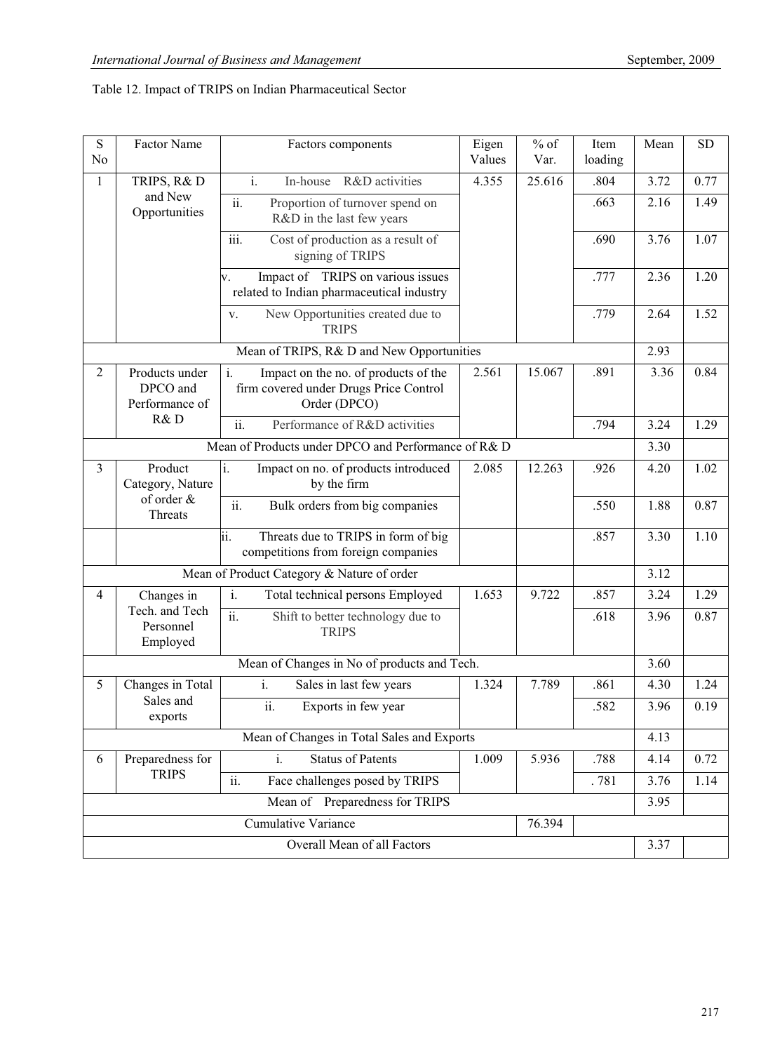Table 12. Impact of TRIPS on Indian Pharmaceutical Sector

| S No | Factor Name | Factors components | Eigen Values | % of Var. | Item loading | Mean | SD |
|---|---|---|---|---|---|---|---|
| 1 | TRIPS, R& D and New Opportunities | i. In-house R&D activities | 4.355 | 25.616 | .804 | 3.72 | 0.77 |
| | | ii. Proportion of turnover spend on R&D in the last few years | | | .663 | 2.16 | 1.49 |
| | | iii. Cost of production as a result of signing of TRIPS | | | .690 | 3.76 | 1.07 |
| | | v. Impact of TRIPS on various issues related to Indian pharmaceutical industry | | | .777 | 2.36 | 1.20 |
| | | v. New Opportunities created due to TRIPS | | | .779 | 2.64 | 1.52 |
| | | Mean of TRIPS, R& D and New Opportunities | | | | 2.93 | |
| 2 | Products under DPCO and Performance of R& D | i. Impact on the no. of products of the firm covered under Drugs Price Control Order (DPCO) | 2.561 | 15.067 | .891 | 3.36 | 0.84 |
| | | ii. Performance of R&D activities | | | .794 | 3.24 | 1.29 |
| | | Mean of Products under DPCO and Performance of R& D | | | | 3.30 | |
| 3 | Product Category, Nature of order & Threats | i. Impact on no. of products introduced by the firm | 2.085 | 12.263 | .926 | 4.20 | 1.02 |
| | | ii. Bulk orders from big companies | | | .550 | 1.88 | 0.87 |
| | | ii. Threats due to TRIPS in form of big competitions from foreign companies | | | .857 | 3.30 | 1.10 |
| | | Mean of Product Category & Nature of order | | | | 3.12 | |
| 4 | Changes in Tech. and Tech Personnel Employed | i. Total technical persons Employed | 1.653 | 9.722 | .857 | 3.24 | 1.29 |
| | | ii. Shift to better technology due to TRIPS | | | .618 | 3.96 | 0.87 |
| | | Mean of Changes in No of products and Tech. | | | | 3.60 | |
| 5 | Changes in Total Sales and exports | i. Sales in last few years | 1.324 | 7.789 | .861 | 4.30 | 1.24 |
| | | ii. Exports in few year | | | .582 | 3.96 | 0.19 |
| | | Mean of Changes in Total Sales and Exports | | | | 4.13 | |
| 6 | Preparedness for TRIPS | i. Status of Patents | 1.009 | 5.936 | .788 | 4.14 | 0.72 |
| | | ii. Face challenges posed by TRIPS | | | . 781 | 3.76 | 1.14 |
| | | Mean of Preparedness for TRIPS | | | | 3.95 | |
| | | Cumulative Variance | | 76.394 | | | |
| | | Overall Mean of all Factors | | | | 3.37 | |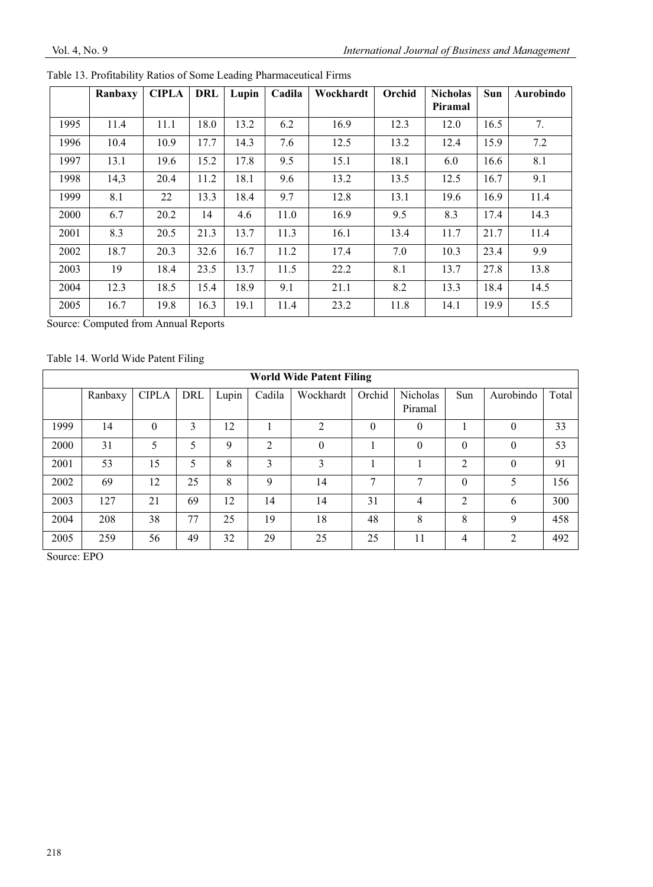Table 13. Profitability Ratios of Some Leading Pharmaceutical Firms

| | Ranbaxy | CIPLA | DRL | Lupin | Cadila | Wockhardt | Orchid | Nicholas Piramal | Sun | Aurobindo |
|---|---|---|---|---|---|---|---|---|---|---|
| 1995 | 11.4 | 11.1 | 18.0 | 13.2 | 6.2 | 16.9 | 12.3 | 12.0 | 16.5 | 7. |
| 1996 | 10.4 | 10.9 | 17.7 | 14.3 | 7.6 | 12.5 | 13.2 | 12.4 | 15.9 | 7.2 |
| 1997 | 13.1 | 19.6 | 15.2 | 17.8 | 9.5 | 15.1 | 18.1 | 6.0 | 16.6 | 8.1 |
| 1998 | 14,3 | 20.4 | 11.2 | 18.1 | 9.6 | 13.2 | 13.5 | 12.5 | 16.7 | 9.1 |
| 1999 | 8.1 | 22 | 13.3 | 18.4 | 9.7 | 12.8 | 13.1 | 19.6 | 16.9 | 11.4 |
| 2000 | 6.7 | 20.2 | 14 | 4.6 | 11.0 | 16.9 | 9.5 | 8.3 | 17.4 | 14.3 |
| 2001 | 8.3 | 20.5 | 21.3 | 13.7 | 11.3 | 16.1 | 13.4 | 11.7 | 21.7 | 11.4 |
| 2002 | 18.7 | 20.3 | 32.6 | 16.7 | 11.2 | 17.4 | 7.0 | 10.3 | 23.4 | 9.9 |
| 2003 | 19 | 18.4 | 23.5 | 13.7 | 11.5 | 22.2 | 8.1 | 13.7 | 27.8 | 13.8 |
| 2004 | 12.3 | 18.5 | 15.4 | 18.9 | 9.1 | 21.1 | 8.2 | 13.3 | 18.4 | 14.5 |
| 2005 | 16.7 | 19.8 | 16.3 | 19.1 | 11.4 | 23.2 | 11.8 | 14.1 | 19.9 | 15.5 |

Source: Computed from Annual Reports

Table 14. World Wide Patent Filing

| World Wide Patent Filing | | | | | | | | | | | |
|---|---|---|---|---|---|---|---|---|---|---|---|
| | Ranbaxy | CIPLA | DRL | Lupin | Cadila | Wockhardt | Orchid | Nicholas Piramal | Sun | Aurobindo | Total |
| 1999 | 14 | 0 | 3 | 12 | 1 | 2 | 0 | 0 | 1 | 0 | 33 |
| 2000 | 31 | 5 | 5 | 9 | 2 | 0 | 1 | 0 | 0 | 0 | 53 |
| 2001 | 53 | 15 | 5 | 8 | 3 | 3 | 1 | 1 | 2 | 0 | 91 |
| 2002 | 69 | 12 | 25 | 8 | 9 | 14 | 7 | 7 | 0 | 5 | 156 |
| 2003 | 127 | 21 | 69 | 12 | 14 | 14 | 31 | 4 | 2 | 6 | 300 |
| 2004 | 208 | 38 | 77 | 25 | 19 | 18 | 48 | 8 | 8 | 9 | 458 |
| 2005 | 259 | 56 | 49 | 32 | 29 | 25 | 25 | 11 | 4 | 2 | 492 |

Source: EPO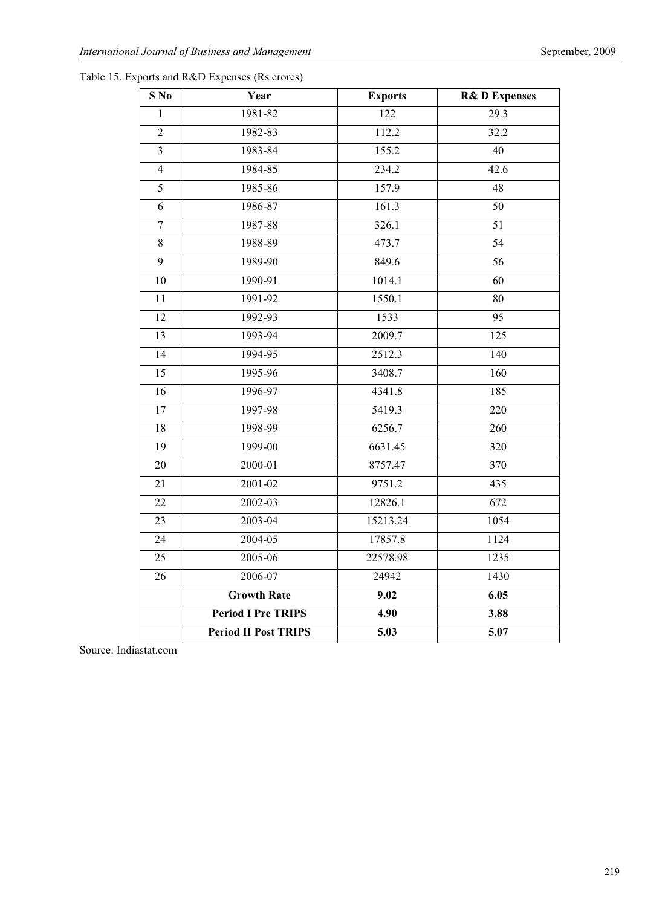Table 15. Exports and R&D Expenses (Rs crores)

| S No | Year | Exports | R& D Expenses |
|---|---|---|---|
| 1 | 1981-82 | 122 | 29.3 |
| 2 | 1982-83 | 112.2 | 32.2 |
| 3 | 1983-84 | 155.2 | 40 |
| 4 | 1984-85 | 234.2 | 42.6 |
| 5 | 1985-86 | 157.9 | 48 |
| 6 | 1986-87 | 161.3 | 50 |
| 7 | 1987-88 | 326.1 | 51 |
| 8 | 1988-89 | 473.7 | 54 |
| 9 | 1989-90 | 849.6 | 56 |
| 10 | 1990-91 | 1014.1 | 60 |
| 11 | 1991-92 | 1550.1 | 80 |
| 12 | 1992-93 | 1533 | 95 |
| 13 | 1993-94 | 2009.7 | 125 |
| 14 | 1994-95 | 2512.3 | 140 |
| 15 | 1995-96 | 3408.7 | 160 |
| 16 | 1996-97 | 4341.8 | 185 |
| 17 | 1997-98 | 5419.3 | 220 |
| 18 | 1998-99 | 6256.7 | 260 |
| 19 | 1999-00 | 6631.45 | 320 |
| 20 | 2000-01 | 8757.47 | 370 |
| 21 | 2001-02 | 9751.2 | 435 |
| 22 | 2002-03 | 12826.1 | 672 |
| 23 | 2003-04 | 15213.24 | 1054 |
| 24 | 2004-05 | 17857.8 | 1124 |
| 25 | 2005-06 | 22578.98 | 1235 |
| 26 | 2006-07 | 24942 | 1430 |
| | **Growth Rate** | **9.02** | **6.05** |
| | **Period I Pre TRIPS** | **4.90** | **3.88** |
| | **Period II Post TRIPS** | **5.03** | **5.07** |

Source: Indiastat.com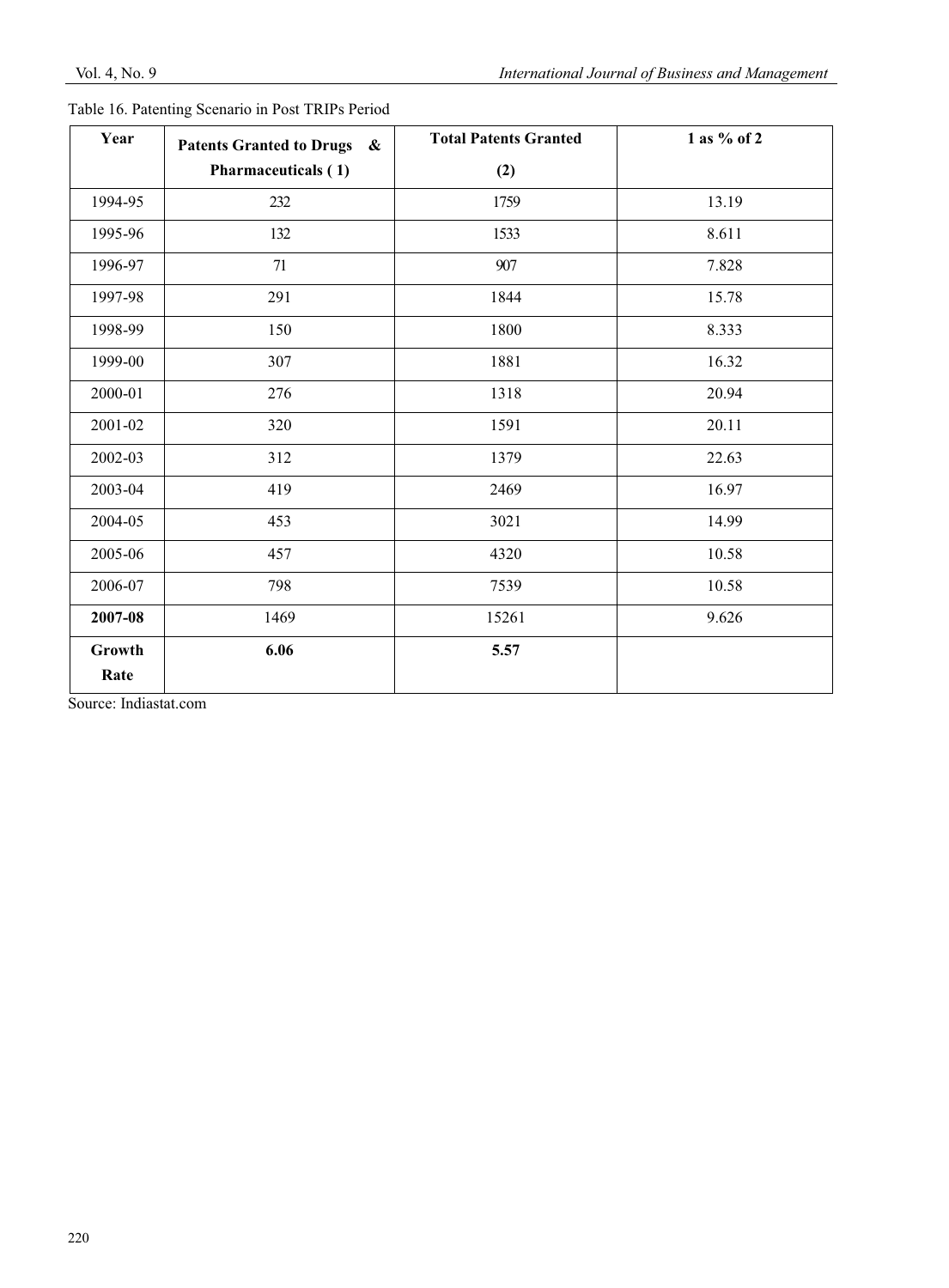Table 16. Patenting Scenario in Post TRIPs Period

| Year | Patents Granted to Drugs & Pharmaceuticals ( 1) | Total Patents Granted (2) | 1 as % of 2 |
|---|---|---|---|
| 1994-95 | 232 | 1759 | 13.19 |
| 1995-96 | 132 | 1533 | 8.611 |
| 1996-97 | 71 | 907 | 7.828 |
| 1997-98 | 291 | 1844 | 15.78 |
| 1998-99 | 150 | 1800 | 8.333 |
| 1999-00 | 307 | 1881 | 16.32 |
| 2000-01 | 276 | 1318 | 20.94 |
| 2001-02 | 320 | 1591 | 20.11 |
| 2002-03 | 312 | 1379 | 22.63 |
| 2003-04 | 419 | 2469 | 16.97 |
| 2004-05 | 453 | 3021 | 14.99 |
| 2005-06 | 457 | 4320 | 10.58 |
| 2006-07 | 798 | 7539 | 10.58 |
| **2007-08** | 1469 | 15261 | 9.626 |
| **Growth Rate** | **6.06** | **5.57** | |

Source: Indiastat.com